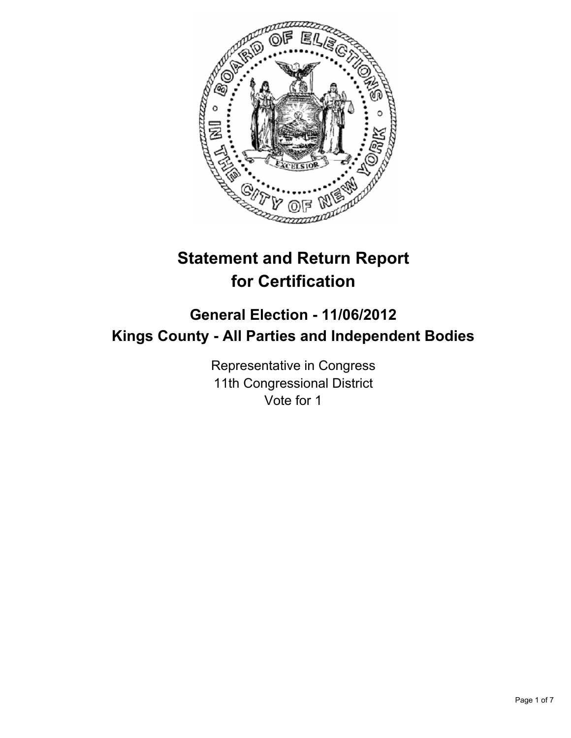# Statement and Return Report for Certification

## General Election - 11/06/2012
## Kings County - All Parties and Independent Bodies

Representative in Congress
11th Congressional District
Vote for 1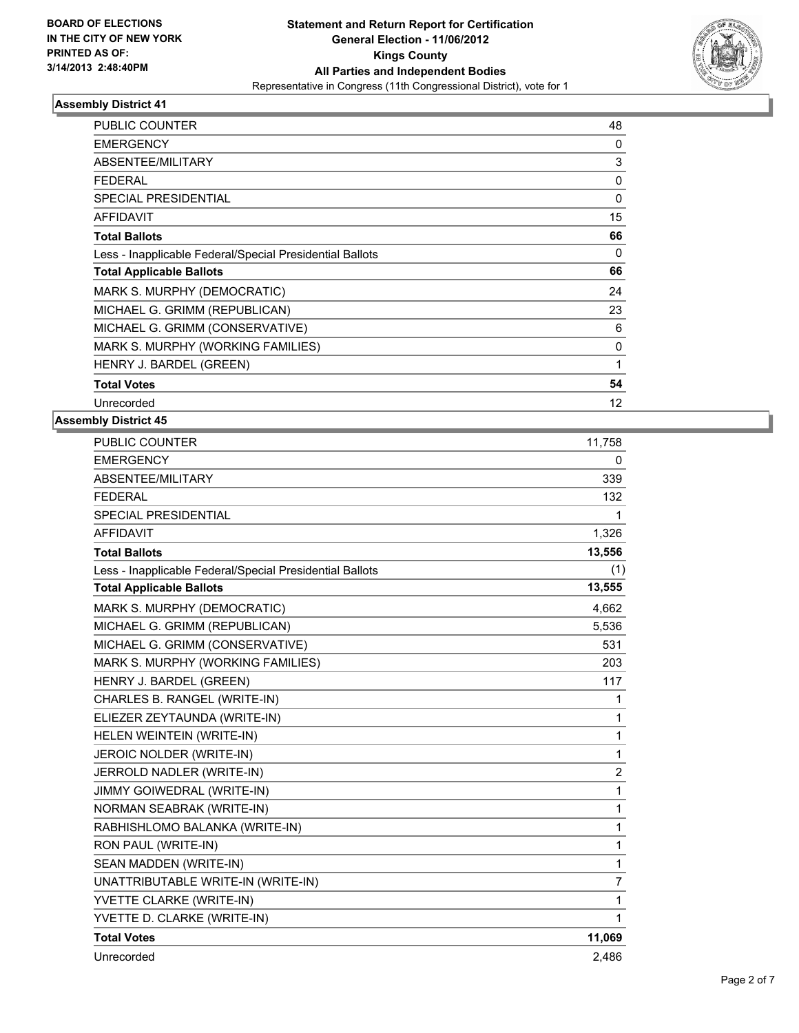BOARD OF ELECTIONS
IN THE CITY OF NEW YORK
PRINTED AS OF:
3/14/2013 2:48:40PM

**Statement and Return Report for Certification**
**General Election - 11/06/2012**
**Kings County**
**All Parties and Independent Bodies**
Representative in Congress (11th Congressional District), vote for 1

### Assembly District 41

| | |
|---|---|
| PUBLIC COUNTER | 48 |
| EMERGENCY | 0 |
| ABSENTEE/MILITARY | 3 |
| FEDERAL | 0 |
| SPECIAL PRESIDENTIAL | 0 |
| AFFIDAVIT | 15 |
| **Total Ballots** | **66** |
| Less - Inapplicable Federal/Special Presidential Ballots | 0 |
| **Total Applicable Ballots** | **66** |
| MARK S. MURPHY (DEMOCRATIC) | 24 |
| MICHAEL G. GRIMM (REPUBLICAN) | 23 |
| MICHAEL G. GRIMM (CONSERVATIVE) | 6 |
| MARK S. MURPHY (WORKING FAMILIES) | 0 |
| HENRY J. BARDEL (GREEN) | 1 |
| **Total Votes** | **54** |
| Unrecorded | 12 |

### Assembly District 45

| | |
|---|---|
| PUBLIC COUNTER | 11,758 |
| EMERGENCY | 0 |
| ABSENTEE/MILITARY | 339 |
| FEDERAL | 132 |
| SPECIAL PRESIDENTIAL | 1 |
| AFFIDAVIT | 1,326 |
| **Total Ballots** | **13,556** |
| Less - Inapplicable Federal/Special Presidential Ballots | (1) |
| **Total Applicable Ballots** | **13,555** |
| MARK S. MURPHY (DEMOCRATIC) | 4,662 |
| MICHAEL G. GRIMM (REPUBLICAN) | 5,536 |
| MICHAEL G. GRIMM (CONSERVATIVE) | 531 |
| MARK S. MURPHY (WORKING FAMILIES) | 203 |
| HENRY J. BARDEL (GREEN) | 117 |
| CHARLES B. RANGEL (WRITE-IN) | 1 |
| ELIEZER ZEYTAUNDA (WRITE-IN) | 1 |
| HELEN WEINTEIN (WRITE-IN) | 1 |
| JEROIC NOLDER (WRITE-IN) | 1 |
| JERROLD NADLER (WRITE-IN) | 2 |
| JIMMY GOIWEDRAL (WRITE-IN) | 1 |
| NORMAN SEABRAK (WRITE-IN) | 1 |
| RABHISHLOMO BALANKA (WRITE-IN) | 1 |
| RON PAUL (WRITE-IN) | 1 |
| SEAN MADDEN (WRITE-IN) | 1 |
| UNATTRIBUTABLE WRITE-IN (WRITE-IN) | 7 |
| YVETTE CLARKE (WRITE-IN) | 1 |
| YVETTE D. CLARKE (WRITE-IN) | 1 |
| **Total Votes** | **11,069** |
| Unrecorded | 2,486 |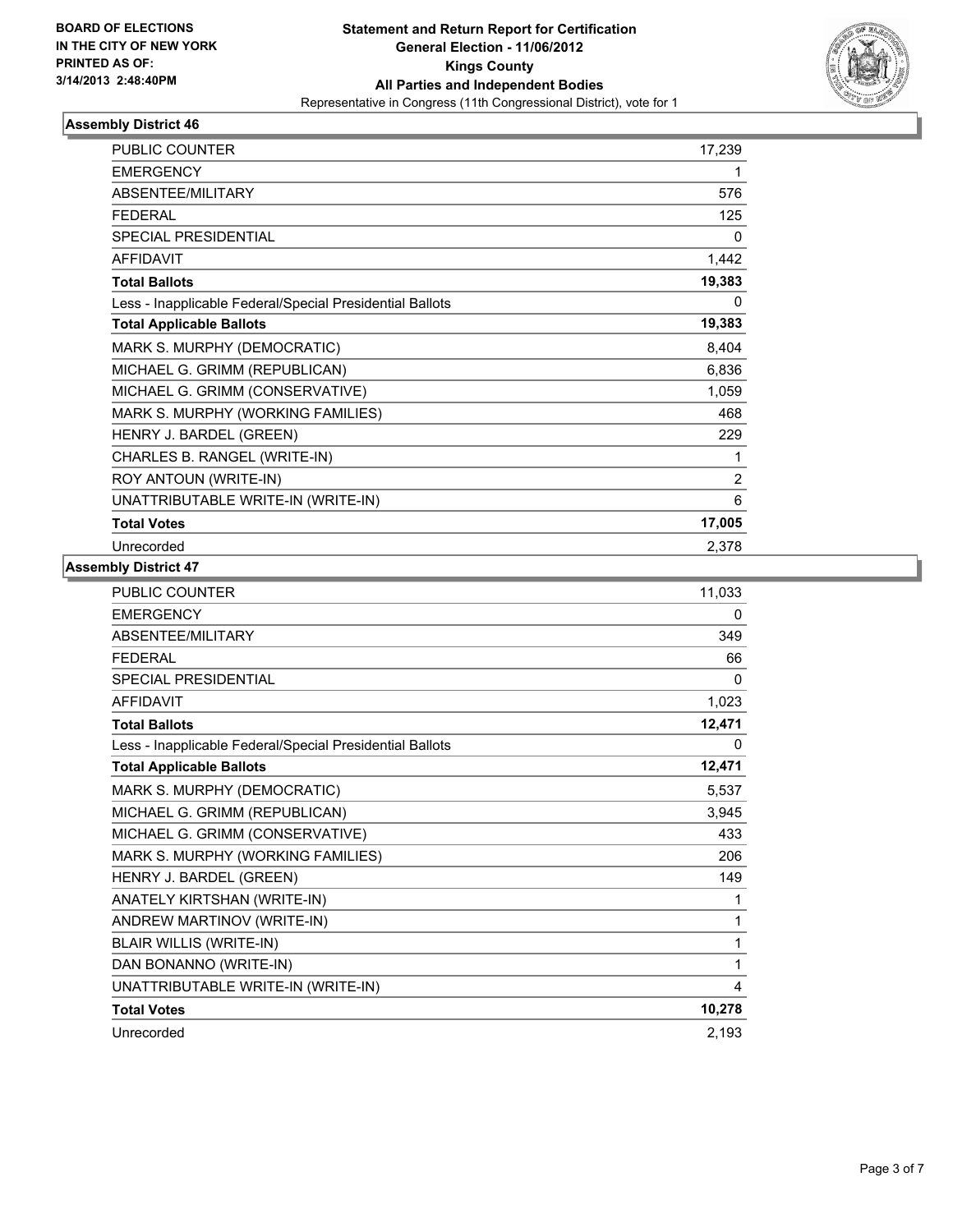**BOARD OF ELECTIONS IN THE CITY OF NEW YORK PRINTED AS OF: 3/14/2013 2:48:40PM**

**Statement and Return Report for Certification**
**General Election - 11/06/2012**
**Kings County**
**All Parties and Independent Bodies**
Representative in Congress (11th Congressional District), vote for 1

### Assembly District 46

| | |
|---|---|
| PUBLIC COUNTER | 17,239 |
| EMERGENCY | 1 |
| ABSENTEE/MILITARY | 576 |
| FEDERAL | 125 |
| SPECIAL PRESIDENTIAL | 0 |
| AFFIDAVIT | 1,442 |
| **Total Ballots** | **19,383** |
| Less - Inapplicable Federal/Special Presidential Ballots | 0 |
| **Total Applicable Ballots** | **19,383** |
| MARK S. MURPHY (DEMOCRATIC) | 8,404 |
| MICHAEL G. GRIMM (REPUBLICAN) | 6,836 |
| MICHAEL G. GRIMM (CONSERVATIVE) | 1,059 |
| MARK S. MURPHY (WORKING FAMILIES) | 468 |
| HENRY J. BARDEL (GREEN) | 229 |
| CHARLES B. RANGEL (WRITE-IN) | 1 |
| ROY ANTOUN (WRITE-IN) | 2 |
| UNATTRIBUTABLE WRITE-IN (WRITE-IN) | 6 |
| **Total Votes** | **17,005** |
| Unrecorded | 2,378 |

### Assembly District 47

| | |
|---|---|
| PUBLIC COUNTER | 11,033 |
| EMERGENCY | 0 |
| ABSENTEE/MILITARY | 349 |
| FEDERAL | 66 |
| SPECIAL PRESIDENTIAL | 0 |
| AFFIDAVIT | 1,023 |
| **Total Ballots** | **12,471** |
| Less - Inapplicable Federal/Special Presidential Ballots | 0 |
| **Total Applicable Ballots** | **12,471** |
| MARK S. MURPHY (DEMOCRATIC) | 5,537 |
| MICHAEL G. GRIMM (REPUBLICAN) | 3,945 |
| MICHAEL G. GRIMM (CONSERVATIVE) | 433 |
| MARK S. MURPHY (WORKING FAMILIES) | 206 |
| HENRY J. BARDEL (GREEN) | 149 |
| ANATELY KIRTSHAN (WRITE-IN) | 1 |
| ANDREW MARTINOV (WRITE-IN) | 1 |
| BLAIR WILLIS (WRITE-IN) | 1 |
| DAN BONANNO (WRITE-IN) | 1 |
| UNATTRIBUTABLE WRITE-IN (WRITE-IN) | 4 |
| **Total Votes** | **10,278** |
| Unrecorded | 2,193 |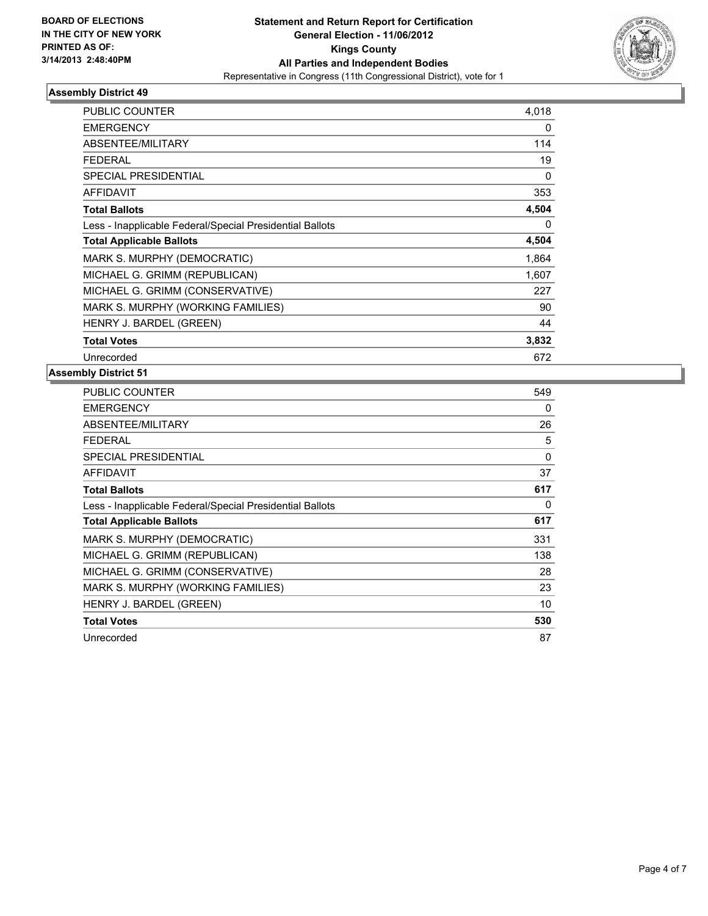**BOARD OF ELECTIONS IN THE CITY OF NEW YORK PRINTED AS OF: 3/14/2013 2:48:40PM**

# Statement and Return Report for Certification
## General Election - 11/06/2012
## Kings County
## All Parties and Independent Bodies
Representative in Congress (11th Congressional District), vote for 1

### Assembly District 49

| | |
|---|---|
| PUBLIC COUNTER | 4,018 |
| EMERGENCY | 0 |
| ABSENTEE/MILITARY | 114 |
| FEDERAL | 19 |
| SPECIAL PRESIDENTIAL | 0 |
| AFFIDAVIT | 353 |
| **Total Ballots** | **4,504** |
| Less - Inapplicable Federal/Special Presidential Ballots | 0 |
| **Total Applicable Ballots** | **4,504** |
| MARK S. MURPHY (DEMOCRATIC) | 1,864 |
| MICHAEL G. GRIMM (REPUBLICAN) | 1,607 |
| MICHAEL G. GRIMM (CONSERVATIVE) | 227 |
| MARK S. MURPHY (WORKING FAMILIES) | 90 |
| HENRY J. BARDEL (GREEN) | 44 |
| **Total Votes** | **3,832** |
| Unrecorded | 672 |

### Assembly District 51

| | |
|---|---|
| PUBLIC COUNTER | 549 |
| EMERGENCY | 0 |
| ABSENTEE/MILITARY | 26 |
| FEDERAL | 5 |
| SPECIAL PRESIDENTIAL | 0 |
| AFFIDAVIT | 37 |
| **Total Ballots** | **617** |
| Less - Inapplicable Federal/Special Presidential Ballots | 0 |
| **Total Applicable Ballots** | **617** |
| MARK S. MURPHY (DEMOCRATIC) | 331 |
| MICHAEL G. GRIMM (REPUBLICAN) | 138 |
| MICHAEL G. GRIMM (CONSERVATIVE) | 28 |
| MARK S. MURPHY (WORKING FAMILIES) | 23 |
| HENRY J. BARDEL (GREEN) | 10 |
| **Total Votes** | **530** |
| Unrecorded | 87 |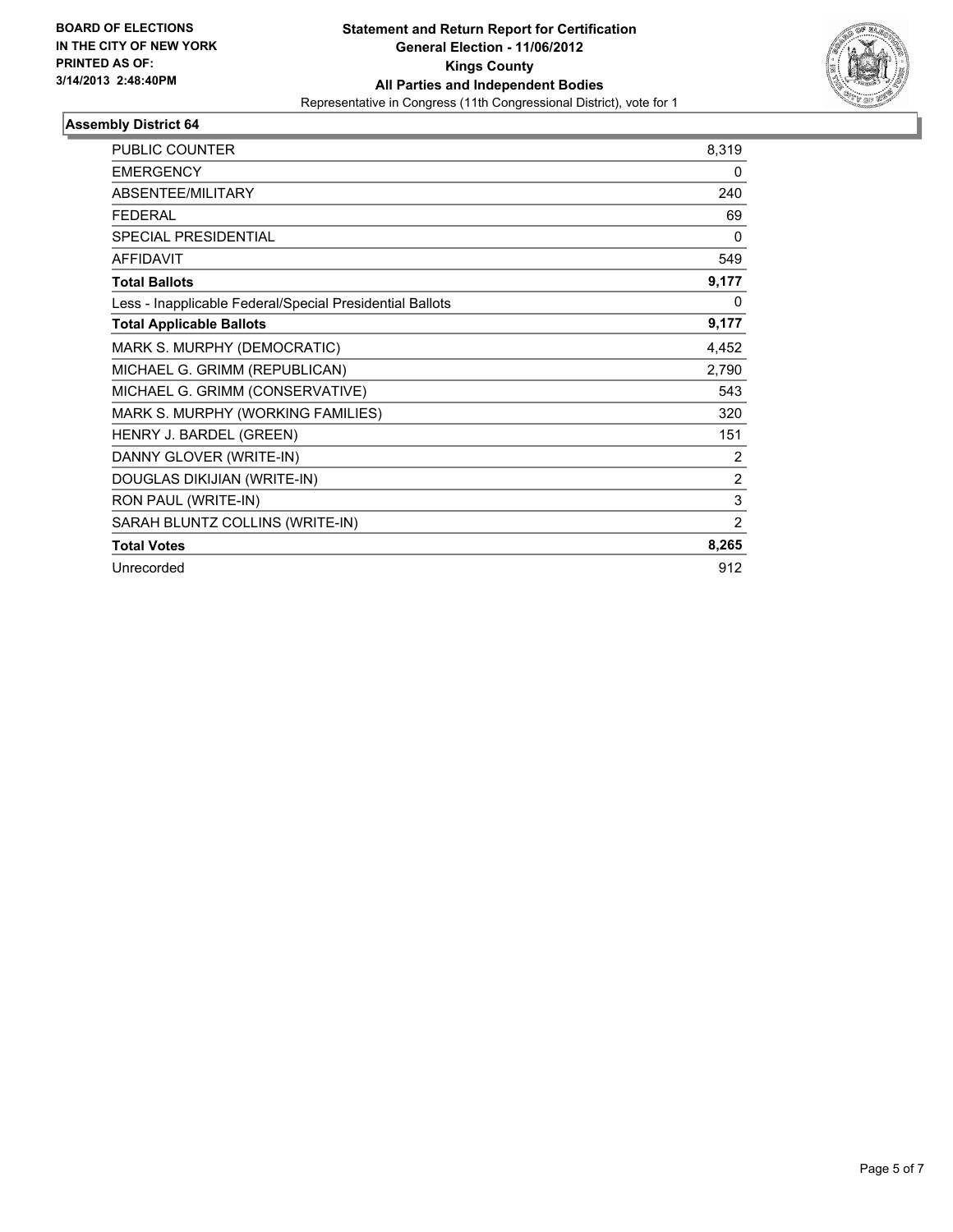**BOARD OF ELECTIONS IN THE CITY OF NEW YORK PRINTED AS OF: 3/14/2013 2:48:40PM**

# Statement and Return Report for Certification
## General Election - 11/06/2012
## Kings County
## All Parties and Independent Bodies

Representative in Congress (11th Congressional District), vote for 1

### Assembly District 64

| | |
|---|---|
| PUBLIC COUNTER | 8,319 |
| EMERGENCY | 0 |
| ABSENTEE/MILITARY | 240 |
| FEDERAL | 69 |
| SPECIAL PRESIDENTIAL | 0 |
| AFFIDAVIT | 549 |
| **Total Ballots** | **9,177** |
| Less - Inapplicable Federal/Special Presidential Ballots | 0 |
| **Total Applicable Ballots** | **9,177** |
| MARK S. MURPHY (DEMOCRATIC) | 4,452 |
| MICHAEL G. GRIMM (REPUBLICAN) | 2,790 |
| MICHAEL G. GRIMM (CONSERVATIVE) | 543 |
| MARK S. MURPHY (WORKING FAMILIES) | 320 |
| HENRY J. BARDEL (GREEN) | 151 |
| DANNY GLOVER (WRITE-IN) | 2 |
| DOUGLAS DIKIJIAN (WRITE-IN) | 2 |
| RON PAUL (WRITE-IN) | 3 |
| SARAH BLUNTZ COLLINS (WRITE-IN) | 2 |
| **Total Votes** | **8,265** |
| Unrecorded | 912 |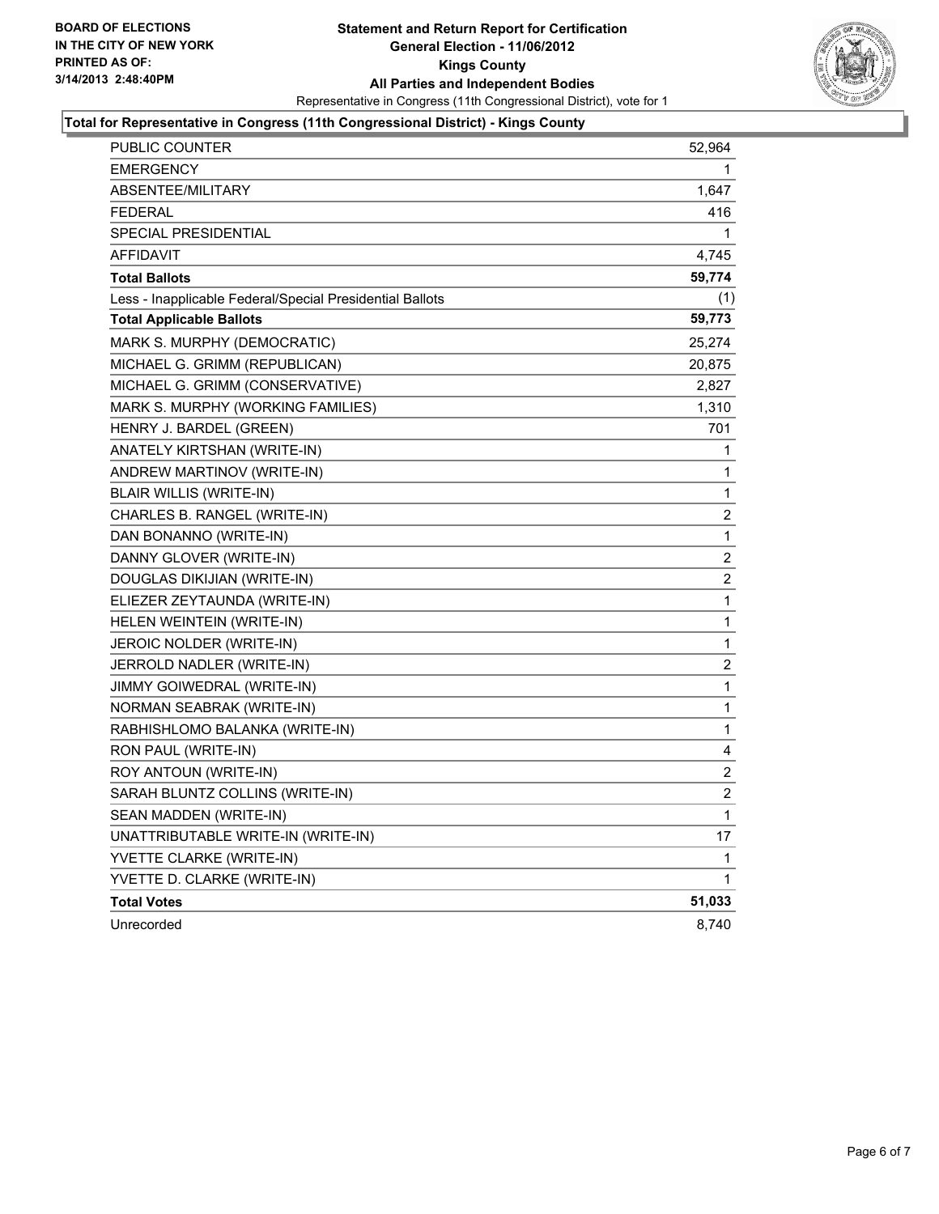**BOARD OF ELECTIONS IN THE CITY OF NEW YORK PRINTED AS OF: 3/14/2013 2:48:40PM**

# Statement and Return Report for Certification
## General Election - 11/06/2012
## Kings County
## All Parties and Independent Bodies

Representative in Congress (11th Congressional District), vote for 1

### Total for Representative in Congress (11th Congressional District) - Kings County

| | |
|---|---|
| PUBLIC COUNTER | 52,964 |
| EMERGENCY | 1 |
| ABSENTEE/MILITARY | 1,647 |
| FEDERAL | 416 |
| SPECIAL PRESIDENTIAL | 1 |
| AFFIDAVIT | 4,745 |
| **Total Ballots** | **59,774** |
| Less - Inapplicable Federal/Special Presidential Ballots | (1) |
| **Total Applicable Ballots** | **59,773** |
| MARK S. MURPHY (DEMOCRATIC) | 25,274 |
| MICHAEL G. GRIMM (REPUBLICAN) | 20,875 |
| MICHAEL G. GRIMM (CONSERVATIVE) | 2,827 |
| MARK S. MURPHY (WORKING FAMILIES) | 1,310 |
| HENRY J. BARDEL (GREEN) | 701 |
| ANATELY KIRTSHAN (WRITE-IN) | 1 |
| ANDREW MARTINOV (WRITE-IN) | 1 |
| BLAIR WILLIS (WRITE-IN) | 1 |
| CHARLES B. RANGEL (WRITE-IN) | 2 |
| DAN BONANNO (WRITE-IN) | 1 |
| DANNY GLOVER (WRITE-IN) | 2 |
| DOUGLAS DIKIJIAN (WRITE-IN) | 2 |
| ELIEZER ZEYTAUNDA (WRITE-IN) | 1 |
| HELEN WEINTEIN (WRITE-IN) | 1 |
| JEROIC NOLDER (WRITE-IN) | 1 |
| JERROLD NADLER (WRITE-IN) | 2 |
| JIMMY GOIWEDRAL (WRITE-IN) | 1 |
| NORMAN SEABRAK (WRITE-IN) | 1 |
| RABHISHLOMO BALANKA (WRITE-IN) | 1 |
| RON PAUL (WRITE-IN) | 4 |
| ROY ANTOUN (WRITE-IN) | 2 |
| SARAH BLUNTZ COLLINS (WRITE-IN) | 2 |
| SEAN MADDEN (WRITE-IN) | 1 |
| UNATTRIBUTABLE WRITE-IN (WRITE-IN) | 17 |
| YVETTE CLARKE (WRITE-IN) | 1 |
| YVETTE D. CLARKE (WRITE-IN) | 1 |
| **Total Votes** | **51,033** |
| Unrecorded | 8,740 |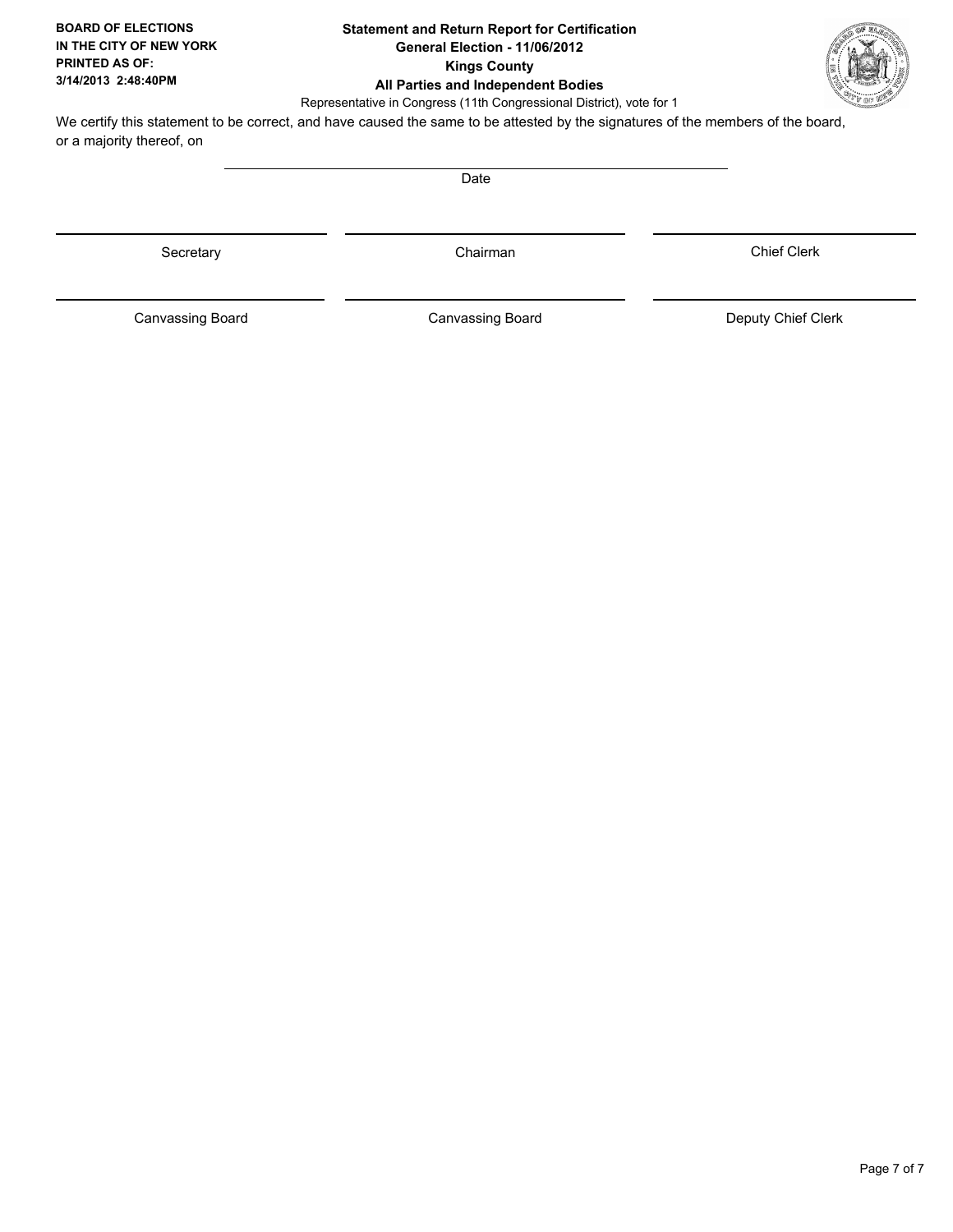**BOARD OF ELECTIONS**
**IN THE CITY OF NEW YORK**
**PRINTED AS OF:**
**3/14/2013 2:48:40PM**

**Statement and Return Report for Certification**
**General Election - 11/06/2012**
**Kings County**
**All Parties and Independent Bodies**

Representative in Congress (11th Congressional District), vote for 1

We certify this statement to be correct, and have caused the same to be attested by the signatures of the members of the board, or a majority thereof, on

Date

Secretary

Chairman

Chief Clerk

Canvassing Board

Canvassing Board

Deputy Chief Clerk